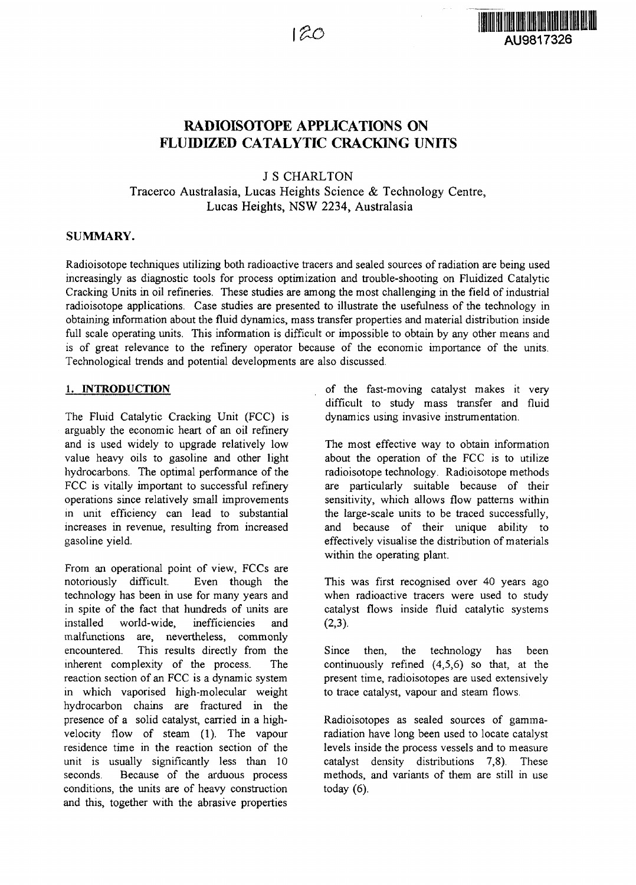# RADIOISOTOPE APPLICATIONS ON FLUIDIZED CATALYTIC CRACKING UNITS

J S CHARLTON

Tracerco Australasia, Lucas Heights Science & Technology Centre, Lucas Heights, NSW 2234, Australasia

## SUMMARY.

Radioisotope techniques utilizing both radioactive tracers and sealed sources of radiation are being used increasingly as diagnostic tools for process optimization and trouble-shooting on Fluidized Catalytic Cracking Units in oil refineries. These studies are among the most challenging in the field of industrial radioisotope applications. Case studies are presented to illustrate the usefulness of the technology in obtaining information about the fluid dynamics, mass transfer properties and material distribution inside full scale operating units. This information is difficult or impossible to obtain by any other means and is of great relevance to the refinery operator because of the economic importance of the units. Technological trends and potential developments are also discussed.

## 1. INTRODUCTION

The Fluid Catalytic Cracking Unit (FCC) is arguably the economic heart of an oil refinery and is used widely to upgrade relatively low value heavy oils to gasoline and other light hydrocarbons. The optimal performance of the FCC is vitally important to successful refinery operations since relatively small improvements in unit efficiency can lead to substantial increases in revenue, resulting from increased gasoline yield.

From an operational point of view, FCCs are notoriously difficult. Even though the technology has been in use for many years and in spite of the fact that hundreds of units are installed world-wide, inefficiencies and malfunctions are, nevertheless, commonly encountered. This results directly from the inherent complexity of the process. The reaction section of an FCC is a dynamic system in which vaporised high-molecular weight hydrocarbon chains are fractured in the presence of a solid catalyst, carried in a high-velocity flow of steam (1). The vapour residence time in the reaction section of the unit is usually significantly less than 10 seconds. Because of the arduous process conditions, the units are of heavy construction and this, together with the abrasive properties of the fast-moving catalyst makes it very difficult to study mass transfer and fluid dynamics using invasive instrumentation.

The most effective way to obtain information about the operation of the FCC is to utilize radioisotope technology. Radioisotope methods are particularly suitable because of their sensitivity, which allows flow patterns within the large-scale units to be traced successfully, and because of their unique ability to effectively visualise the distribution of materials within the operating plant.

This was first recognised over 40 years ago when radioactive tracers were used to study catalyst flows inside fluid catalytic systems (2,3).

Since then, the technology has been continuously refined (4,5,6) so that, at the present time, radioisotopes are used extensively to trace catalyst, vapour and steam flows.

Radioisotopes as sealed sources of gamma-radiation have long been used to locate catalyst levels inside the process vessels and to measure catalyst density distributions 7,8). These methods, and variants of them are still in use today (6).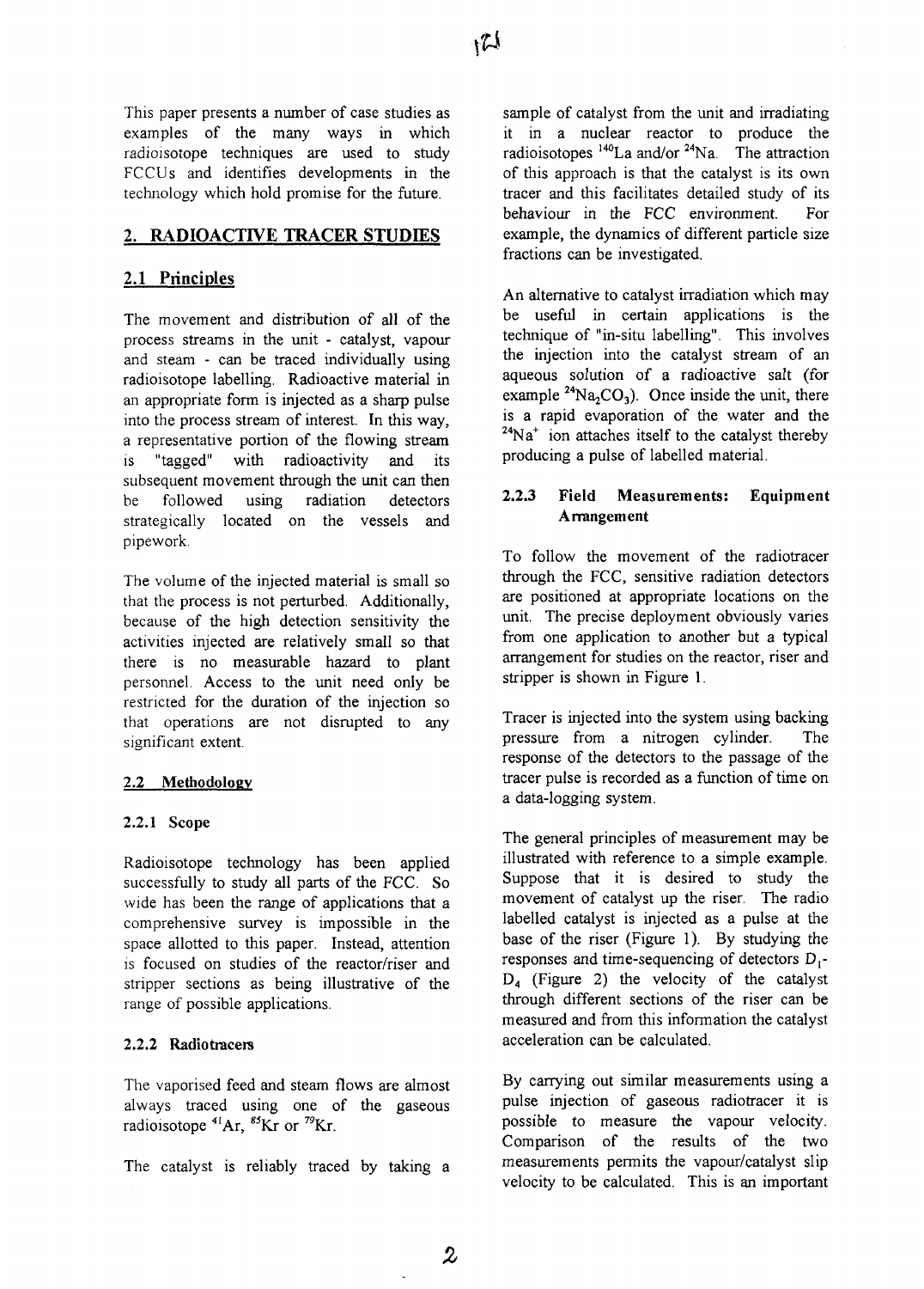This paper presents a number of case studies as examples of the many ways in which radioisotope techniques are used to study FCCUs and identifies developments in the technology which hold promise for the future.

## 2. RADIOACTIVE TRACER STUDIES

### 2.1 Principles

The movement and distribution of all of the process streams in the unit - catalyst, vapour and steam - can be traced individually using radioisotope labelling. Radioactive material in an appropriate form is injected as a sharp pulse into the process stream of interest. In this way, a representative portion of the flowing stream is "tagged" with radioactivity and its subsequent movement through the unit can then be followed using radiation detectors strategically located on the vessels and pipework.

The volume of the injected material is small so that the process is not perturbed. Additionally, because of the high detection sensitivity the activities injected are relatively small so that there is no measurable hazard to plant personnel. Access to the unit need only be restricted for the duration of the injection so that operations are not disrupted to any significant extent.

### 2.2 Methodology

#### 2.2.1 Scope

Radioisotope technology has been applied successfully to study all parts of the FCC. So wide has been the range of applications that a comprehensive survey is impossible in the space allotted to this paper. Instead, attention is focused on studies of the reactor/riser and stripper sections as being illustrative of the range of possible applications.

#### 2.2.2 Radiotracers

The vaporised feed and steam flows are almost always traced using one of the gaseous radioisotope $^{41}Ar$, $^{85}Kr$ or $^{79}Kr$.

The catalyst is reliably traced by taking a sample of catalyst from the unit and irradiating it in a nuclear reactor to produce the radioisotopes $^{140}La$ and/or $^{24}Na$. The attraction of this approach is that the catalyst is its own tracer and this facilitates detailed study of its behaviour in the FCC environment. For example, the dynamics of different particle size fractions can be investigated.

An alternative to catalyst irradiation which may be useful in certain applications is the technique of "in-situ labelling". This involves the injection into the catalyst stream of an aqueous solution of a radioactive salt (for example $^{24}Na_2CO_3$). Once inside the unit, there is a rapid evaporation of the water and the $^{24}Na^+$ ion attaches itself to the catalyst thereby producing a pulse of labelled material.

#### 2.2.3 Field Measurements: Equipment Arrangement

To follow the movement of the radiotracer through the FCC, sensitive radiation detectors are positioned at appropriate locations on the unit. The precise deployment obviously varies from one application to another but a typical arrangement for studies on the reactor, riser and stripper is shown in Figure 1.

Tracer is injected into the system using backing pressure from a nitrogen cylinder. The response of the detectors to the passage of the tracer pulse is recorded as a function of time on a data-logging system.

The general principles of measurement may be illustrated with reference to a simple example. Suppose that it is desired to study the movement of catalyst up the riser. The radio labelled catalyst is injected as a pulse at the base of the riser (Figure 1). By studying the responses and time-sequencing of detectors $D_1$-$D_4$ (Figure 2) the velocity of the catalyst through different sections of the riser can be measured and from this information the catalyst acceleration can be calculated.

By carrying out similar measurements using a pulse injection of gaseous radiotracer it is possible to measure the vapour velocity. Comparison of the results of the two measurements permits the vapour/catalyst slip velocity to be calculated. This is an important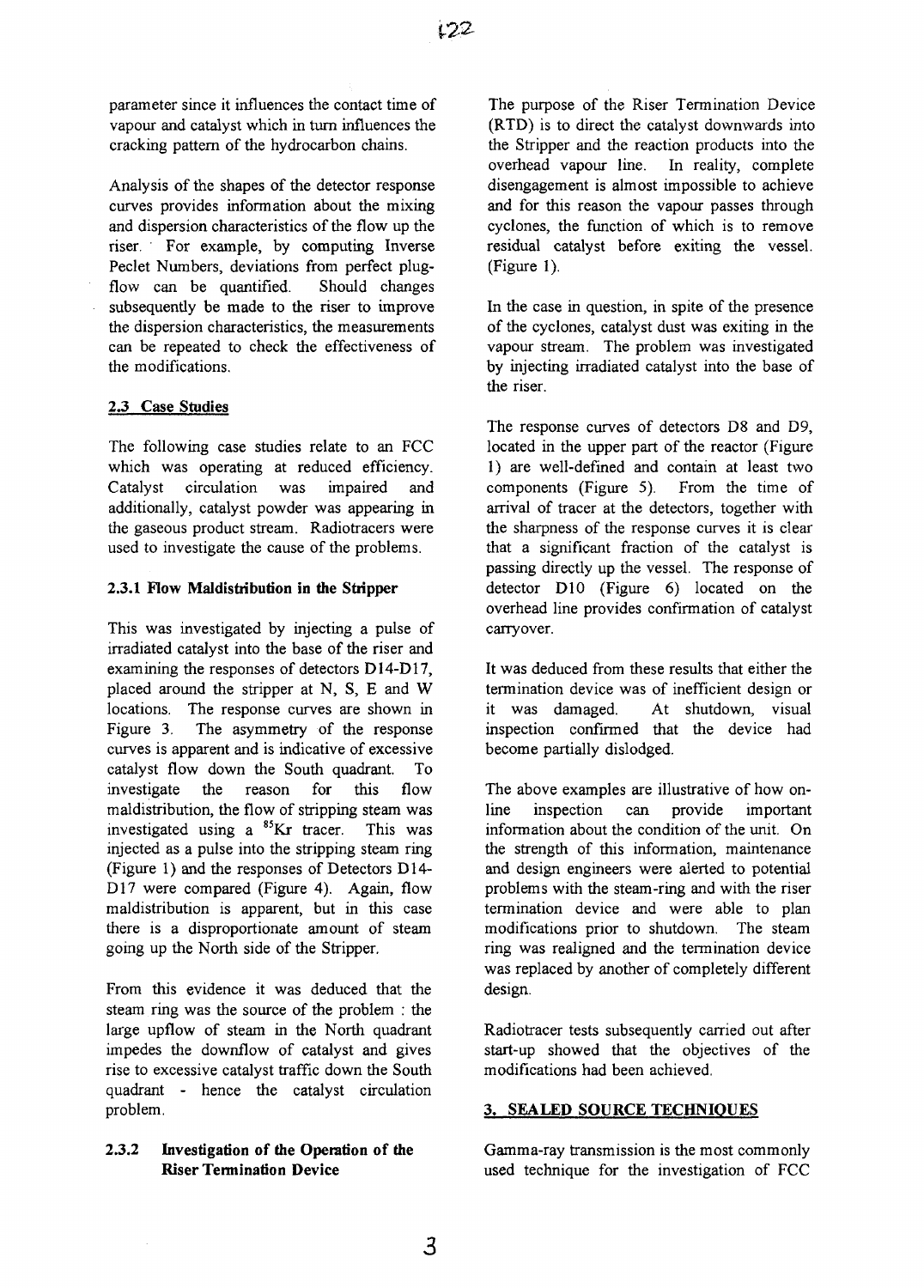parameter since it influences the contact time of vapour and catalyst which in turn influences the cracking pattern of the hydrocarbon chains.

Analysis of the shapes of the detector response curves provides information about the mixing and dispersion characteristics of the flow up the riser. For example, by computing Inverse Peclet Numbers, deviations from perfect plug-flow can be quantified. Should changes subsequently be made to the riser to improve the dispersion characteristics, the measurements can be repeated to check the effectiveness of the modifications.

## 2.3 Case Studies

The following case studies relate to an FCC which was operating at reduced efficiency. Catalyst circulation was impaired and additionally, catalyst powder was appearing in the gaseous product stream. Radiotracers were used to investigate the cause of the problems.

### 2.3.1 Flow Maldistribution in the Stripper

This was investigated by injecting a pulse of irradiated catalyst into the base of the riser and examining the responses of detectors D14-D17, placed around the stripper at N, S, E and W locations. The response curves are shown in Figure 3. The asymmetry of the response curves is apparent and is indicative of excessive catalyst flow down the South quadrant. To investigate the reason for this flow maldistribution, the flow of stripping steam was investigated using a $^{85}Kr$ tracer. This was injected as a pulse into the stripping steam ring (Figure 1) and the responses of Detectors D14-D17 were compared (Figure 4). Again, flow maldistribution is apparent, but in this case there is a disproportionate amount of steam going up the North side of the Stripper.

From this evidence it was deduced that the steam ring was the source of the problem : the large upflow of steam in the North quadrant impedes the downflow of catalyst and gives rise to excessive catalyst traffic down the South quadrant - hence the catalyst circulation problem.

### 2.3.2 Investigation of the Operation of the Riser Termination Device

The purpose of the Riser Termination Device (RTD) is to direct the catalyst downwards into the Stripper and the reaction products into the overhead vapour line. In reality, complete disengagement is almost impossible to achieve and for this reason the vapour passes through cyclones, the function of which is to remove residual catalyst before exiting the vessel. (Figure 1).

In the case in question, in spite of the presence of the cyclones, catalyst dust was exiting in the vapour stream. The problem was investigated by injecting irradiated catalyst into the base of the riser.

The response curves of detectors D8 and D9, located in the upper part of the reactor (Figure 1) are well-defined and contain at least two components (Figure 5). From the time of arrival of tracer at the detectors, together with the sharpness of the response curves it is clear that a significant fraction of the catalyst is passing directly up the vessel. The response of detector D10 (Figure 6) located on the overhead line provides confirmation of catalyst carryover.

It was deduced from these results that either the termination device was of inefficient design or it was damaged. At shutdown, visual inspection confirmed that the device had become partially dislodged.

The above examples are illustrative of how on-line inspection can provide important information about the condition of the unit. On the strength of this information, maintenance and design engineers were alerted to potential problems with the steam-ring and with the riser termination device and were able to plan modifications prior to shutdown. The steam ring was realigned and the termination device was replaced by another of completely different design.

Radiotracer tests subsequently carried out after start-up showed that the objectives of the modifications had been achieved.

## 3. SEALED SOURCE TECHNIQUES

Gamma-ray transmission is the most commonly used technique for the investigation of FCC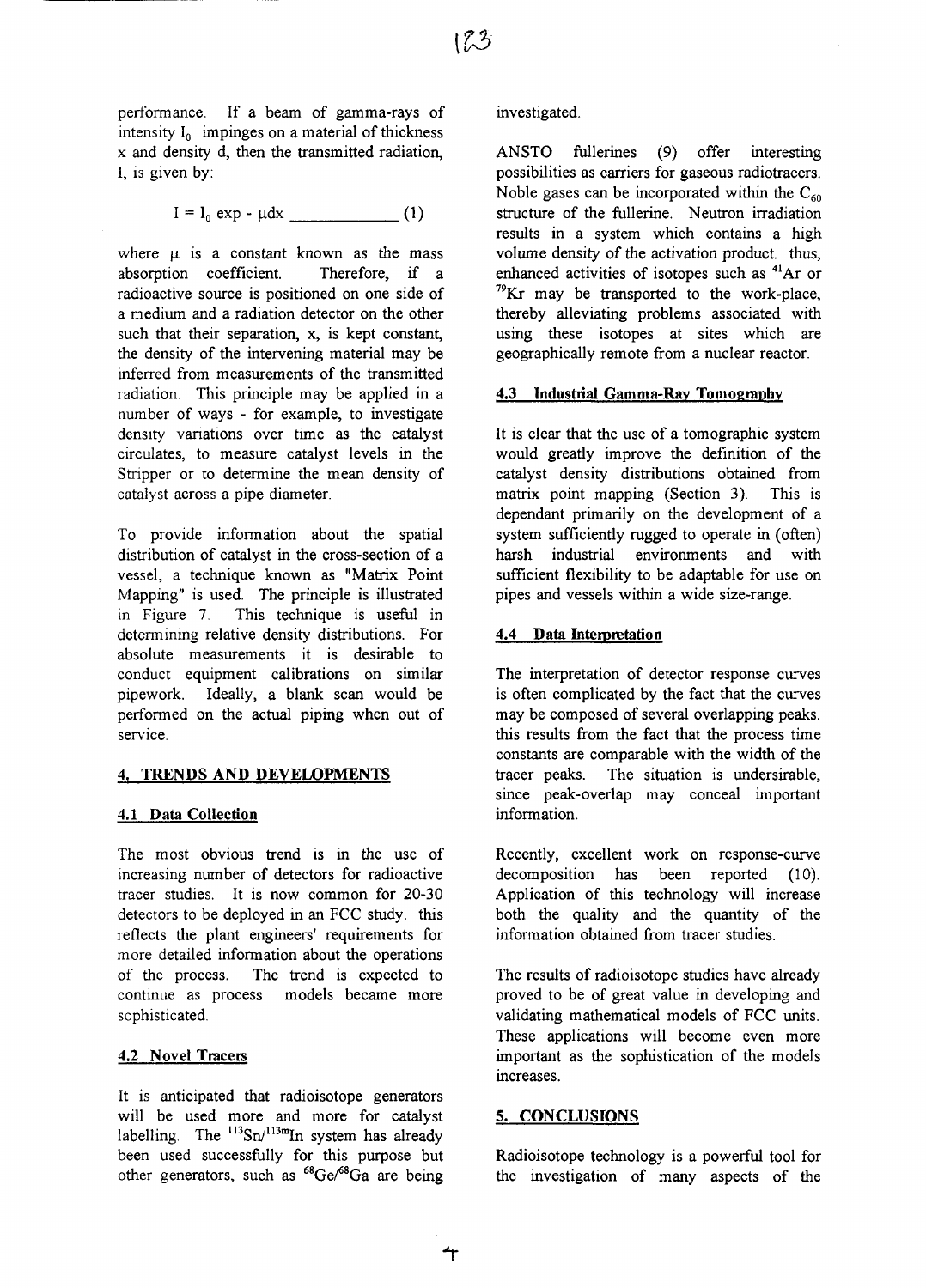performance. If a beam of gamma-rays of intensity $I_0$ impinges on a material of thickness x and density d, then the transmitted radiation, I, is given by:

$$I = I_0 \exp - \mu d x \qquad (1)$$

where $\mu$ is a constant known as the mass absorption coefficient. Therefore, if a radioactive source is positioned on one side of a medium and a radiation detector on the other such that their separation, x, is kept constant, the density of the intervening material may be inferred from measurements of the transmitted radiation. This principle may be applied in a number of ways - for example, to investigate density variations over time as the catalyst circulates, to measure catalyst levels in the Stripper or to determine the mean density of catalyst across a pipe diameter.

To provide information about the spatial distribution of catalyst in the cross-section of a vessel, a technique known as "Matrix Point Mapping" is used. The principle is illustrated in Figure 7. This technique is useful in determining relative density distributions. For absolute measurements it is desirable to conduct equipment calibrations on similar pipework. Ideally, a blank scan would be performed on the actual piping when out of service.

## 4. TRENDS AND DEVELOPMENTS

### 4.1 Data Collection

The most obvious trend is in the use of increasing number of detectors for radioactive tracer studies. It is now common for 20-30 detectors to be deployed in an FCC study. this reflects the plant engineers' requirements for more detailed information about the operations of the process. The trend is expected to continue as process models became more sophisticated.

### 4.2 Novel Tracers

It is anticipated that radioisotope generators will be used more and more for catalyst labelling. The $^{113}Sn/^{113m}In$ system has already been used successfully for this purpose but other generators, such as $^{68}Ge/^{68}Ga$ are being investigated.

ANSTO fullerines (9) offer interesting possibilities as carriers for gaseous radiotracers. Noble gases can be incorporated within the $C_{60}$ structure of the fullerine. Neutron irradiation results in a system which contains a high volume density of the activation product. thus, enhanced activities of isotopes such as $^{41}Ar$ or $^{79}Kr$ may be transported to the work-place, thereby alleviating problems associated with using these isotopes at sites which are geographically remote from a nuclear reactor.

### 4.3 Industrial Gamma-Ray Tomography

It is clear that the use of a tomographic system would greatly improve the definition of the catalyst density distributions obtained from matrix point mapping (Section 3). This is dependant primarily on the development of a system sufficiently rugged to operate in (often) harsh industrial environments and with sufficient flexibility to be adaptable for use on pipes and vessels within a wide size-range.

### 4.4 Data Interpretation

The interpretation of detector response curves is often complicated by the fact that the curves may be composed of several overlapping peaks. this results from the fact that the process time constants are comparable with the width of the tracer peaks. The situation is undersirable, since peak-overlap may conceal important information.

Recently, excellent work on response-curve decomposition has been reported (10). Application of this technology will increase both the quality and the quantity of the information obtained from tracer studies.

The results of radioisotope studies have already proved to be of great value in developing and validating mathematical models of FCC units. These applications will become even more important as the sophistication of the models increases.

## 5. CONCLUSIONS

Radioisotope technology is a powerful tool for the investigation of many aspects of the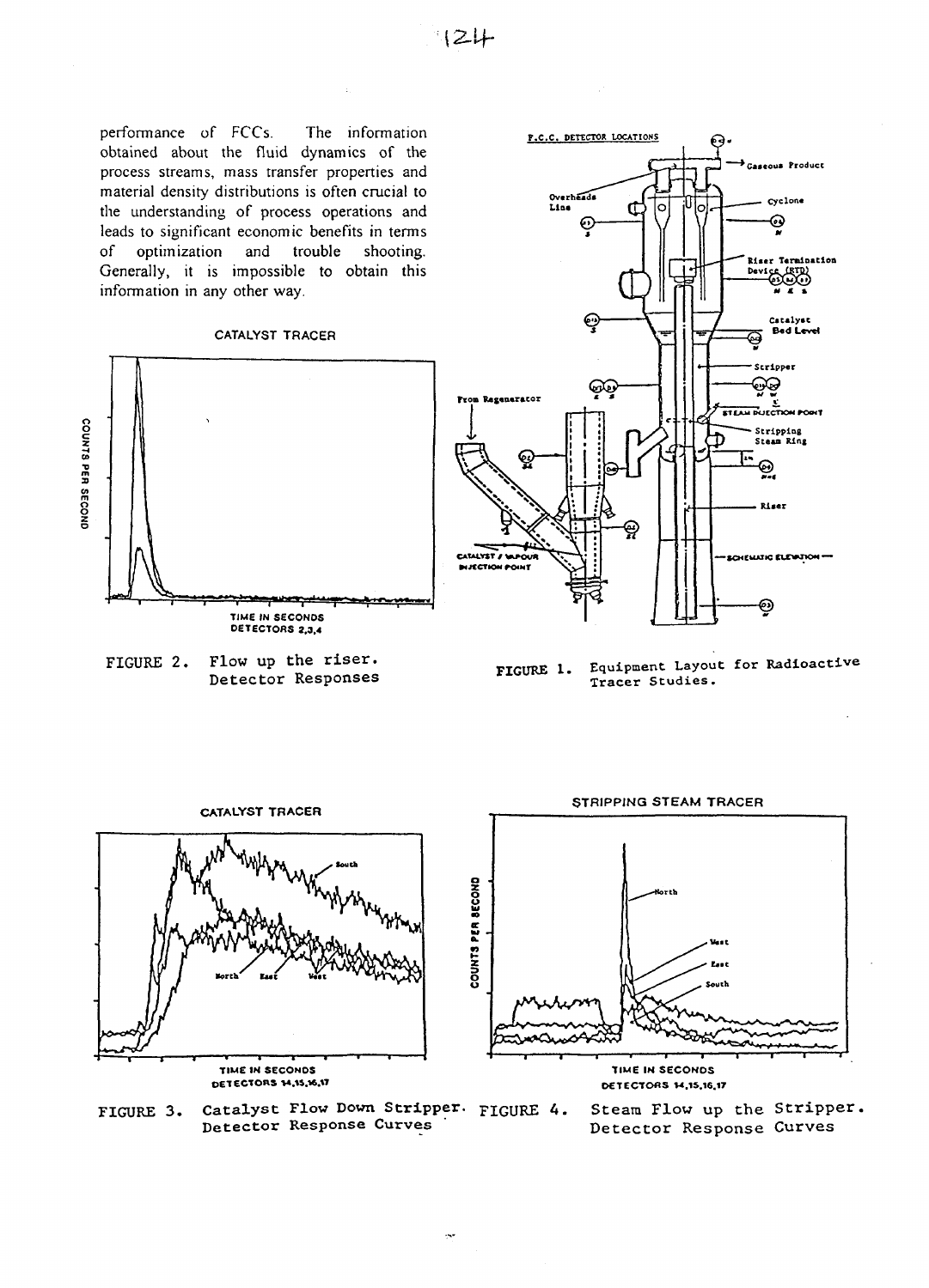performance of FCCs. The information obtained about the fluid dynamics of the process streams, mass transfer properties and material density distributions is often crucial to the understanding of process operations and leads to significant economic benefits in terms of optimization and trouble shooting. Generally, it is impossible to obtain this information in any other way.

FIGURE 2. Flow up the riser. Detector Responses

FIGURE 1. Equipment Layout for Radioactive Tracer Studies.

FIGURE 3. Catalyst Flow Down Stripper. Detector Response Curves

FIGURE 4. Steam Flow up the Stripper. Detector Response Curves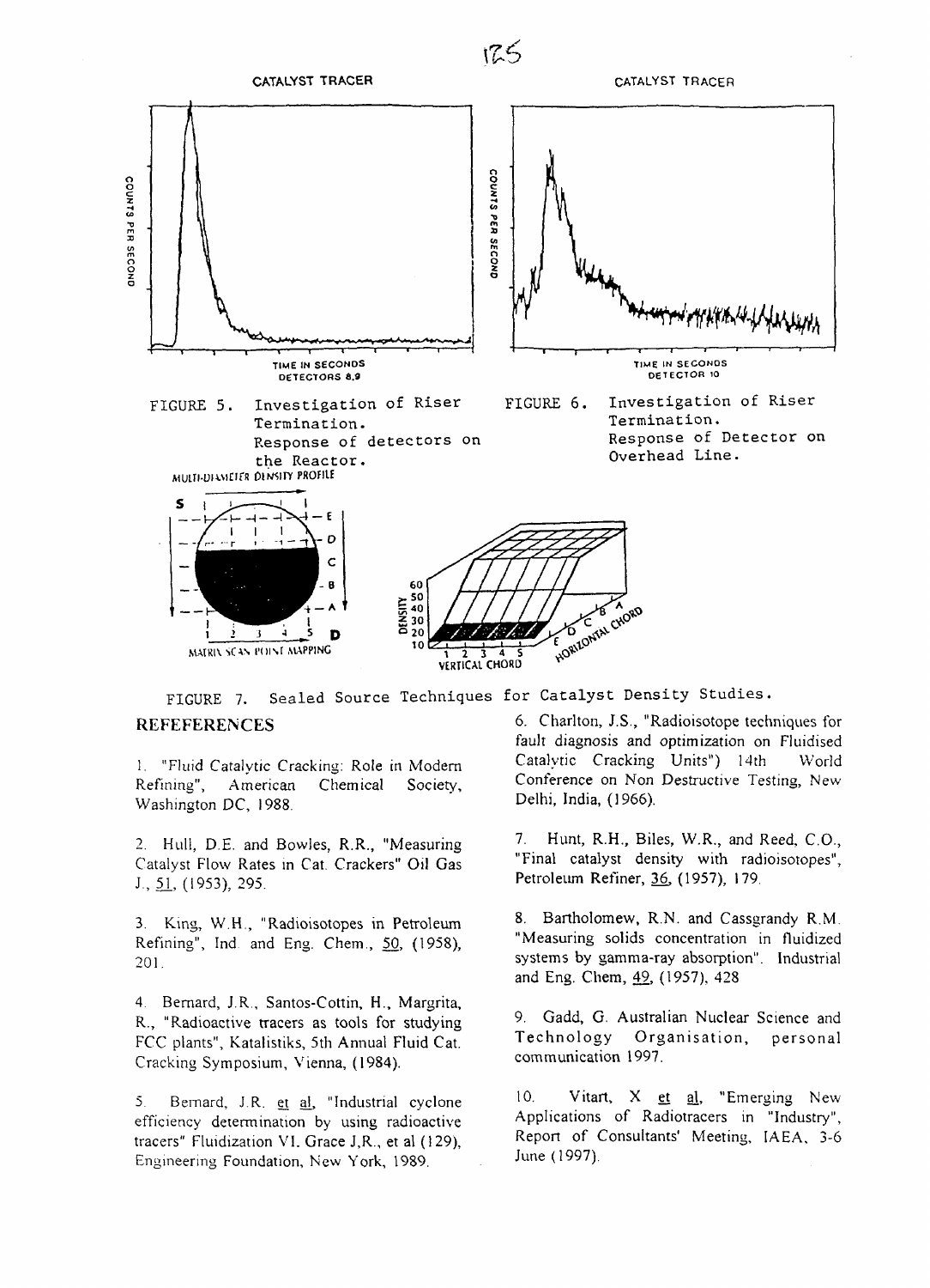CATALYST TRACER

COUNTS PER SECOND

TIME IN SECONDS
DETECTORS 8,9

FIGURE 5. Investigation of Riser Termination. Response of detectors on the Reactor.

CATALYST TRACER

COUNTS PER SECOND

TIME IN SECONDS
DETECTOR 10

FIGURE 6. Investigation of Riser Termination. Response of Detector on Overhead Line.

MULTI-DIAMETER DENSITY PROFILE

S

E
D
C
B
A

1 2 3 4 5 D

MATRIX SCAN POINT MAPPING

DENSITY

60
50
40
30
20
10

1 2 3 4 5
VERTICAL CHORD

A B C D E
HORIZONTAL CHORD

FIGURE 7. Sealed Source Techniques for Catalyst Density Studies.

## REFEFERENCES

1. "Fluid Catalytic Cracking: Role in Modern Refining", American Chemical Society, Washington DC, 1988.

2. Hull, D.E. and Bowles, R.R., "Measuring Catalyst Flow Rates in Cat. Crackers" Oil Gas J., 51, (1953), 295.

3. King, W.H., "Radioisotopes in Petroleum Refining", Ind. and Eng. Chem., 50, (1958), 201.

4. Bernard, J.R., Santos-Cottin, H., Margrita, R., "Radioactive tracers as tools for studying FCC plants", Katalistiks, 5th Annual Fluid Cat. Cracking Symposium, Vienna, (1984).

5. Bernard, J.R. et al, "Industrial cyclone efficiency determination by using radioactive tracers" Fluidization VI. Grace J.R., et al (129), Engineering Foundation, New York, 1989.

6. Charlton, J.S., "Radioisotope techniques for fault diagnosis and optimization on Fluidised Catalytic Cracking Units") 14th World Conference on Non Destructive Testing, New Delhi, India, (1966).

7. Hunt, R.H., Biles, W.R., and Reed, C.O., "Final catalyst density with radioisotopes", Petroleum Refiner, 36, (1957), 179.

8. Bartholomew, R.N. and Cassgrandy R.M. "Measuring solids concentration in fluidized systems by gamma-ray absorption". Industrial and Eng. Chem, 49, (1957), 428

9. Gadd, G. Australian Nuclear Science and Technology Organisation, personal communication 1997.

10. Vitart, X et al, "Emerging New Applications of Radiotracers in "Industry", Report of Consultants' Meeting, IAEA, 3-6 June (1997).